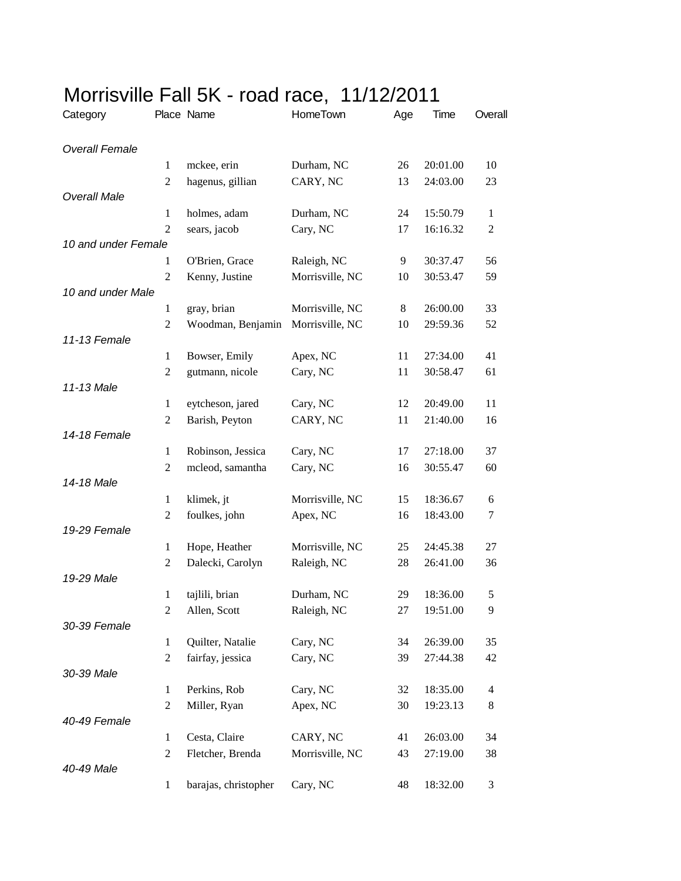# Morrisville Fall 5K - road race, 11/12/2011

| Category | Place | Name | HomeTown | Age | Time | Overall |
|---|---|---|---|---|---|---|
| *Overall Female* | | | | | | |
| | 1 | mckee, erin | Durham, NC | 26 | 20:01.00 | 10 |
| | 2 | hagenus, gillian | CARY, NC | 13 | 24:03.00 | 23 |
| *Overall Male* | | | | | | |
| | 1 | holmes, adam | Durham, NC | 24 | 15:50.79 | 1 |
| | 2 | sears, jacob | Cary, NC | 17 | 16:16.32 | 2 |
| *10 and under Female* | | | | | | |
| | 1 | O'Brien, Grace | Raleigh, NC | 9 | 30:37.47 | 56 |
| | 2 | Kenny, Justine | Morrisville, NC | 10 | 30:53.47 | 59 |
| *10 and under Male* | | | | | | |
| | 1 | gray, brian | Morrisville, NC | 8 | 26:00.00 | 33 |
| | 2 | Woodman, Benjamin | Morrisville, NC | 10 | 29:59.36 | 52 |
| *11-13 Female* | | | | | | |
| | 1 | Bowser, Emily | Apex, NC | 11 | 27:34.00 | 41 |
| | 2 | gutmann, nicole | Cary, NC | 11 | 30:58.47 | 61 |
| *11-13 Male* | | | | | | |
| | 1 | eytcheson, jared | Cary, NC | 12 | 20:49.00 | 11 |
| | 2 | Barish, Peyton | CARY, NC | 11 | 21:40.00 | 16 |
| *14-18 Female* | | | | | | |
| | 1 | Robinson, Jessica | Cary, NC | 17 | 27:18.00 | 37 |
| | 2 | mcleod, samantha | Cary, NC | 16 | 30:55.47 | 60 |
| *14-18 Male* | | | | | | |
| | 1 | klimek, jt | Morrisville, NC | 15 | 18:36.67 | 6 |
| | 2 | foulkes, john | Apex, NC | 16 | 18:43.00 | 7 |
| *19-29 Female* | | | | | | |
| | 1 | Hope, Heather | Morrisville, NC | 25 | 24:45.38 | 27 |
| | 2 | Dalecki, Carolyn | Raleigh, NC | 28 | 26:41.00 | 36 |
| *19-29 Male* | | | | | | |
| | 1 | tajlili, brian | Durham, NC | 29 | 18:36.00 | 5 |
| | 2 | Allen, Scott | Raleigh, NC | 27 | 19:51.00 | 9 |
| *30-39 Female* | | | | | | |
| | 1 | Quilter, Natalie | Cary, NC | 34 | 26:39.00 | 35 |
| | 2 | fairfay, jessica | Cary, NC | 39 | 27:44.38 | 42 |
| *30-39 Male* | | | | | | |
| | 1 | Perkins, Rob | Cary, NC | 32 | 18:35.00 | 4 |
| | 2 | Miller, Ryan | Apex, NC | 30 | 19:23.13 | 8 |
| *40-49 Female* | | | | | | |
| | 1 | Cesta, Claire | CARY, NC | 41 | 26:03.00 | 34 |
| | 2 | Fletcher, Brenda | Morrisville, NC | 43 | 27:19.00 | 38 |
| *40-49 Male* | | | | | | |
| | 1 | barajas, christopher | Cary, NC | 48 | 18:32.00 | 3 |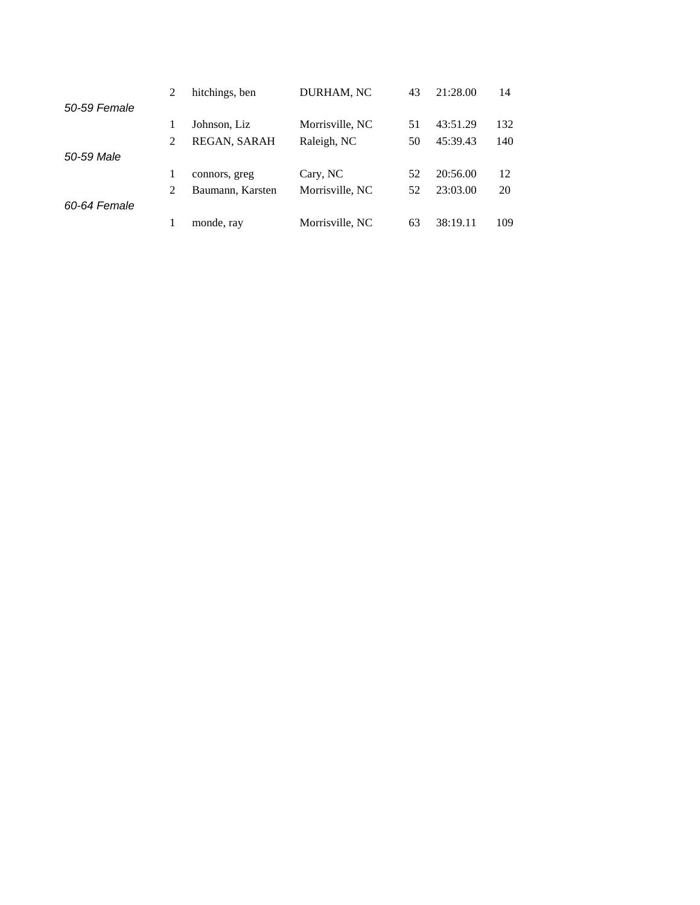| | | | | | | |
|---|---|---|---|---|---|---|
| | 2 | hitchings, ben | DURHAM, NC | 43 | 21:28.00 | 14 |
| *50-59 Female* | | | | | | |
| | 1 | Johnson, Liz | Morrisville, NC | 51 | 43:51.29 | 132 |
| | 2 | REGAN, SARAH | Raleigh, NC | 50 | 45:39.43 | 140 |
| *50-59 Male* | | | | | | |
| | 1 | connors, greg | Cary, NC | 52 | 20:56.00 | 12 |
| | 2 | Baumann, Karsten | Morrisville, NC | 52 | 23:03.00 | 20 |
| *60-64 Female* | | | | | | |
| | 1 | monde, ray | Morrisville, NC | 63 | 38:19.11 | 109 |